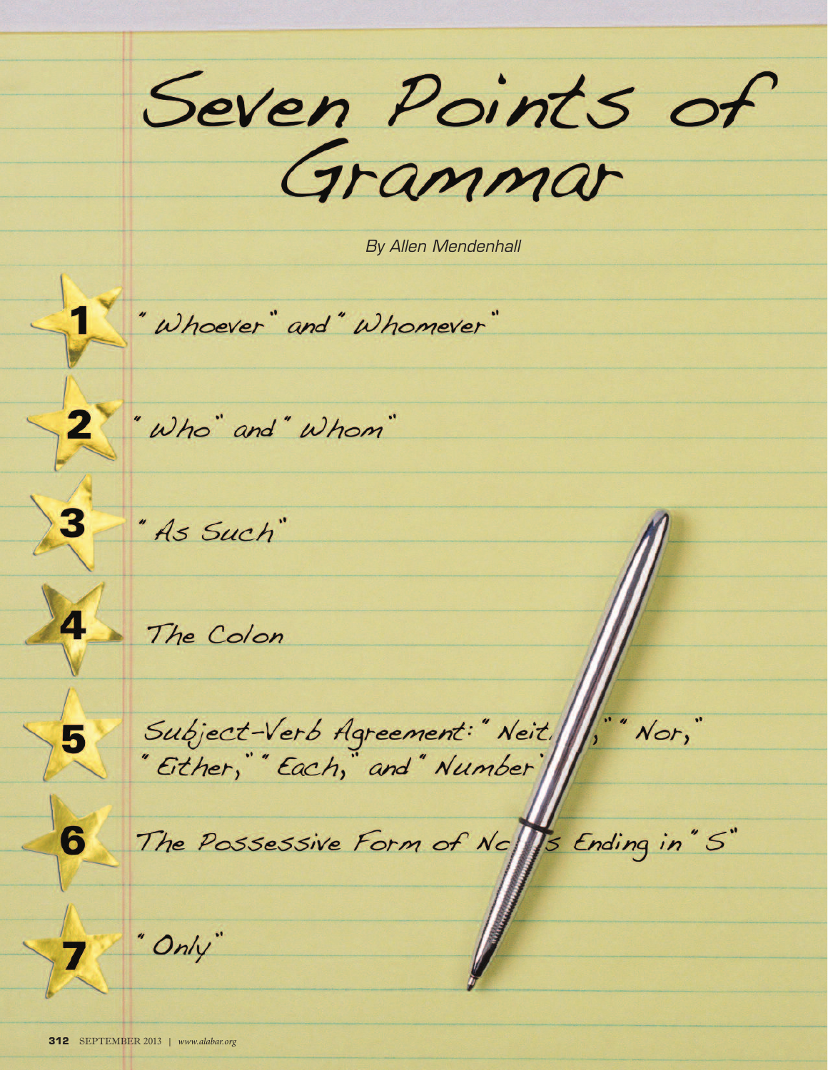# Seven Points of Grammar

*By Allen Mendenhall*

1. "Whoever" and "Whomever"
2. "Who" and "Whom"
3. "As Such"
4. The Colon
5. Subject-Verb Agreement: "Neither," "Nor," "Either," "Each," and "Number"
6. The Possessive Form of Nouns Ending in "S"
7. "Only"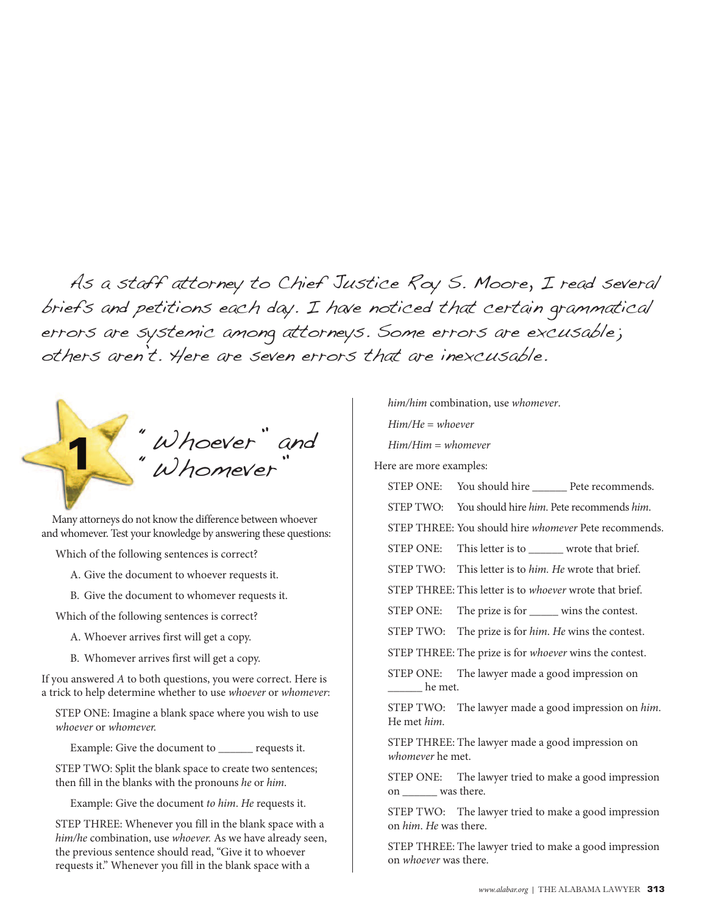*As a staff attorney to Chief Justice Roy S. Moore, I read several briefs and petitions each day. I have noticed that certain grammatical errors are systemic among attorneys. Some errors are excusable; others aren't. Here are seven errors that are inexcusable.*

## 1 "Whoever" and "Whomever"

Many attorneys do not know the difference between whoever and whomever. Test your knowledge by answering these questions:

Which of the following sentences is correct?

A. Give the document to whoever requests it.

B. Give the document to whomever requests it.

Which of the following sentences is correct?

A. Whoever arrives first will get a copy.

B. Whomever arrives first will get a copy.

If you answered *A* to both questions, you were correct. Here is a trick to help determine whether to use *whoever* or *whomever*:

STEP ONE: Imagine a blank space where you wish to use *whoever* or *whomever.*

Example: Give the document to ______ requests it.

STEP TWO: Split the blank space to create two sentences; then fill in the blanks with the pronouns *he* or *him*.

Example: Give the document *to him*. *He* requests it.

STEP THREE: Whenever you fill in the blank space with a *him/he* combination, use *whoever.* As we have already seen, the previous sentence should read, "Give it to whoever requests it." Whenever you fill in the blank space with a *him/him* combination, use *whomever*.

*Him/He* = *whoever*

*Him/Him* = *whomever*

Here are more examples:

STEP ONE: You should hire ______ Pete recommends.

STEP TWO: You should hire *him.* Pete recommends *him.*

STEP THREE: You should hire *whomever* Pete recommends.

STEP ONE: This letter is to ______ wrote that brief.

STEP TWO: This letter is to *him. He* wrote that brief.

STEP THREE: This letter is to *whoever* wrote that brief.

STEP ONE: The prize is for _____ wins the contest.

STEP TWO: The prize is for *him. He* wins the contest.

STEP THREE: The prize is for *whoever* wins the contest.

STEP ONE: The lawyer made a good impression on ______ he met.

STEP TWO: The lawyer made a good impression on *him.* He met *him*.

STEP THREE: The lawyer made a good impression on *whomever* he met.

STEP ONE: The lawyer tried to make a good impression on ______ was there.

STEP TWO: The lawyer tried to make a good impression on *him. He* was there.

STEP THREE: The lawyer tried to make a good impression on *whoever* was there.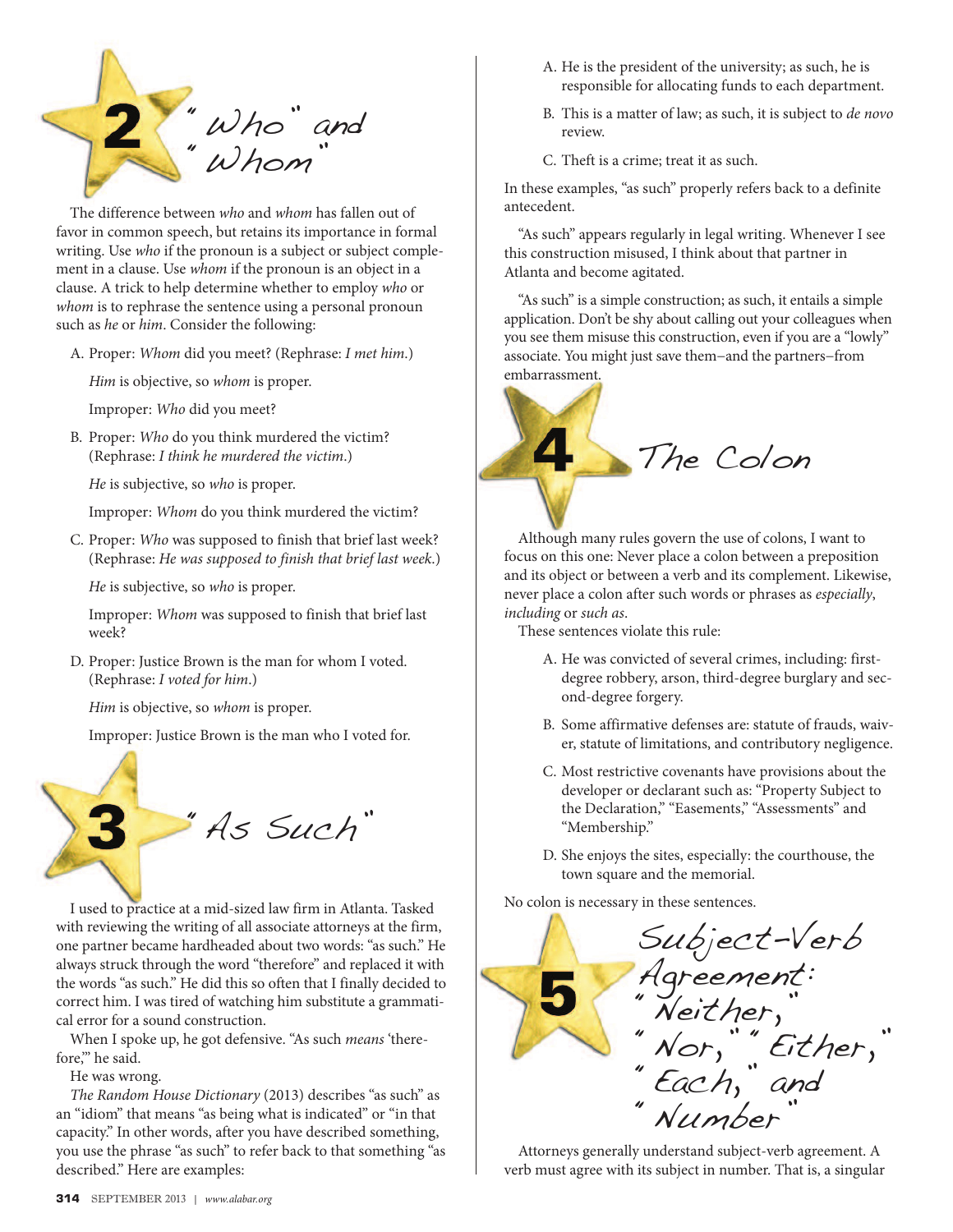## 2 "Who" and "Whom"

The difference between *who* and *whom* has fallen out of favor in common speech, but retains its importance in formal writing. Use *who* if the pronoun is a subject or subject complement in a clause. Use *whom* if the pronoun is an object in a clause. A trick to help determine whether to employ *who* or *whom* is to rephrase the sentence using a personal pronoun such as *he* or *him*. Consider the following:

A. Proper: *Whom* did you meet? (Rephrase: *I met him.*)

   *Him* is objective, so *whom* is proper.

   Improper: *Who* did you meet?

B. Proper: *Who* do you think murdered the victim? (Rephrase: *I think he murdered the victim.*)

   *He* is subjective, so *who* is proper.

   Improper: *Whom* do you think murdered the victim?

C. Proper: *Who* was supposed to finish that brief last week? (Rephrase: *He was supposed to finish that brief last week.*)

   *He* is subjective, so *who* is proper.

   Improper: *Whom* was supposed to finish that brief last week?

D. Proper: Justice Brown is the man for whom I voted. (Rephrase: *I voted for him.*)

   *Him* is objective, so *whom* is proper.

   Improper: Justice Brown is the man who I voted for.

## 3 "As Such"

I used to practice at a mid-sized law firm in Atlanta. Tasked with reviewing the writing of all associate attorneys at the firm, one partner became hardheaded about two words: "as such." He always struck through the word "therefore" and replaced it with the words "as such." He did this so often that I finally decided to correct him. I was tired of watching him substitute a grammatical error for a sound construction.

When I spoke up, he got defensive. "As such *means* 'therefore,'" he said.

He was wrong.

*The Random House Dictionary* (2013) describes "as such" as an "idiom" that means "as being what is indicated" or "in that capacity." In other words, after you have described something, you use the phrase "as such" to refer back to that something "as described." Here are examples:

A. He is the president of the university; as such, he is responsible for allocating funds to each department.

B. This is a matter of law; as such, it is subject to *de novo* review.

C. Theft is a crime; treat it as such.

In these examples, "as such" properly refers back to a definite antecedent.

"As such" appears regularly in legal writing. Whenever I see this construction misused, I think about that partner in Atlanta and become agitated.

"As such" is a simple construction; as such, it entails a simple application. Don't be shy about calling out your colleagues when you see them misuse this construction, even if you are a "lowly" associate. You might just save them–and the partners–from embarrassment.

## 4 The Colon

Although many rules govern the use of colons, I want to focus on this one: Never place a colon between a preposition and its object or between a verb and its complement. Likewise, never place a colon after such words or phrases as *especially*, *including* or *such as*.

These sentences violate this rule:

A. He was convicted of several crimes, including: first-degree robbery, arson, third-degree burglary and second-degree forgery.

B. Some affirmative defenses are: statute of frauds, waiver, statute of limitations, and contributory negligence.

C. Most restrictive covenants have provisions about the developer or declarant such as: "Property Subject to the Declaration," "Easements," "Assessments" and "Membership."

D. She enjoys the sites, especially: the courthouse, the town square and the memorial.

No colon is necessary in these sentences.

## 5 Subject-Verb Agreement: "Neither," "Nor," "Either," "Each," and "Number"

Attorneys generally understand subject-verb agreement. A verb must agree with its subject in number. That is, a singular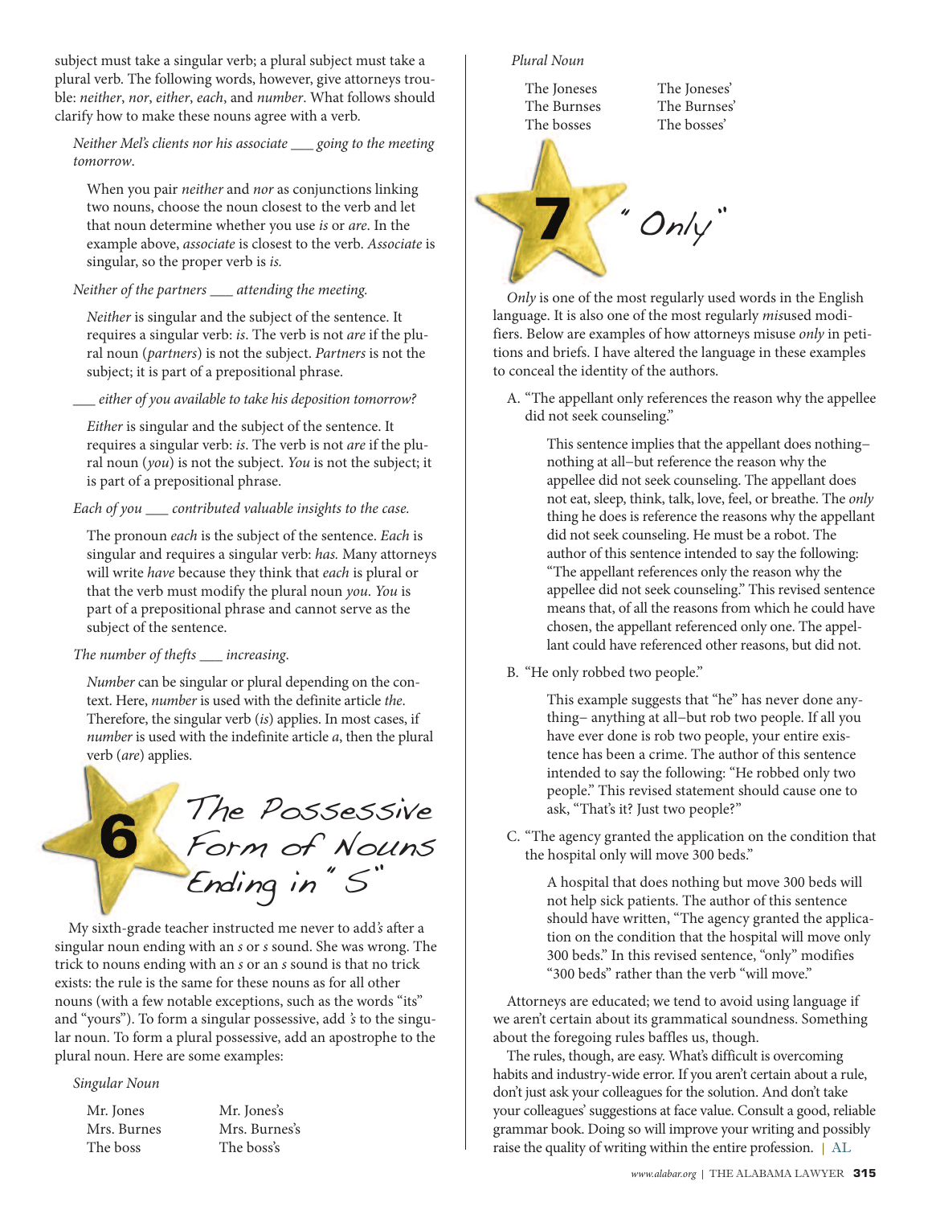subject must take a singular verb; a plural subject must take a plural verb. The following words, however, give attorneys trouble: *neither*, *nor*, *either*, *each*, and *number*. What follows should clarify how to make these nouns agree with a verb.

*Neither Mel's clients nor his associate ___ going to the meeting tomorrow.*

When you pair *neither* and *nor* as conjunctions linking two nouns, choose the noun closest to the verb and let that noun determine whether you use *is* or *are*. In the example above, *associate* is closest to the verb. *Associate* is singular, so the proper verb is *is.*

*Neither of the partners ___ attending the meeting.*

*Neither* is singular and the subject of the sentence. It requires a singular verb: *is*. The verb is not *are* if the plural noun (*partners*) is not the subject. *Partners* is not the subject; it is part of a prepositional phrase.

*___ either of you available to take his deposition tomorrow?*

*Either* is singular and the subject of the sentence. It requires a singular verb: *is*. The verb is not *are* if the plural noun (*you*) is not the subject. *You* is not the subject; it is part of a prepositional phrase.

*Each of you ___ contributed valuable insights to the case.*

The pronoun *each* is the subject of the sentence. *Each* is singular and requires a singular verb: *has.* Many attorneys will write *have* because they think that *each* is plural or that the verb must modify the plural noun *you*. *You* is part of a prepositional phrase and cannot serve as the subject of the sentence.

*The number of thefts ___ increasing.*

*Number* can be singular or plural depending on the context. Here, *number* is used with the definite article *the*. Therefore, the singular verb (*is*) applies. In most cases, if *number* is used with the indefinite article *a*, then the plural verb (*are*) applies.

## 6 The Possessive Form of Nouns Ending in "S"

My sixth-grade teacher instructed me never to add *'s* after a singular noun ending with an *s* or *s* sound. She was wrong. The trick to nouns ending with an *s* or an *s* sound is that no trick exists: the rule is the same for these nouns as for all other nouns (with a few notable exceptions, such as the words "its" and "yours"). To form a singular possessive, add *'s* to the singular noun. To form a plural possessive, add an apostrophe to the plural noun. Here are some examples:

*Singular Noun*

| | |
|---|---|
| Mr. Jones | Mr. Jones's |
| Mrs. Burnes | Mrs. Burnes's |
| The boss | The boss's |

*Plural Noun*

| | |
|---|---|
| The Joneses | The Joneses' |
| The Burnses | The Burnses' |
| The bosses | The bosses' |

## 7 "Only"

*Only* is one of the most regularly used words in the English language. It is also one of the most regularly *mis*used modifiers. Below are examples of how attorneys misuse *only* in petitions and briefs. I have altered the language in these examples to conceal the identity of the authors.

A. "The appellant only references the reason why the appellee did not seek counseling."

This sentence implies that the appellant does nothing–nothing at all–but reference the reason why the appellee did not seek counseling. The appellant does not eat, sleep, think, talk, love, feel, or breathe. The *only* thing he does is reference the reasons why the appellant did not seek counseling. He must be a robot. The author of this sentence intended to say the following: "The appellant references only the reason why the appellee did not seek counseling." This revised sentence means that, of all the reasons from which he could have chosen, the appellant referenced only one. The appellant could have referenced other reasons, but did not.

B. "He only robbed two people."

This example suggests that "he" has never done anything– anything at all–but rob two people. If all you have ever done is rob two people, your entire existence has been a crime. The author of this sentence intended to say the following: "He robbed only two people." This revised statement should cause one to ask, "That's it? Just two people?"

C. "The agency granted the application on the condition that the hospital only will move 300 beds."

A hospital that does nothing but move 300 beds will not help sick patients. The author of this sentence should have written, "The agency granted the application on the condition that the hospital will move only 300 beds." In this revised sentence, "only" modifies "300 beds" rather than the verb "will move."

Attorneys are educated; we tend to avoid using language if we aren't certain about its grammatical soundness. Something about the foregoing rules baffles us, though.

The rules, though, are easy. What's difficult is overcoming habits and industry-wide error. If you aren't certain about a rule, don't just ask your colleagues for the solution. And don't take your colleagues' suggestions at face value. Consult a good, reliable grammar book. Doing so will improve your writing and possibly raise the quality of writing within the entire profession. | AL